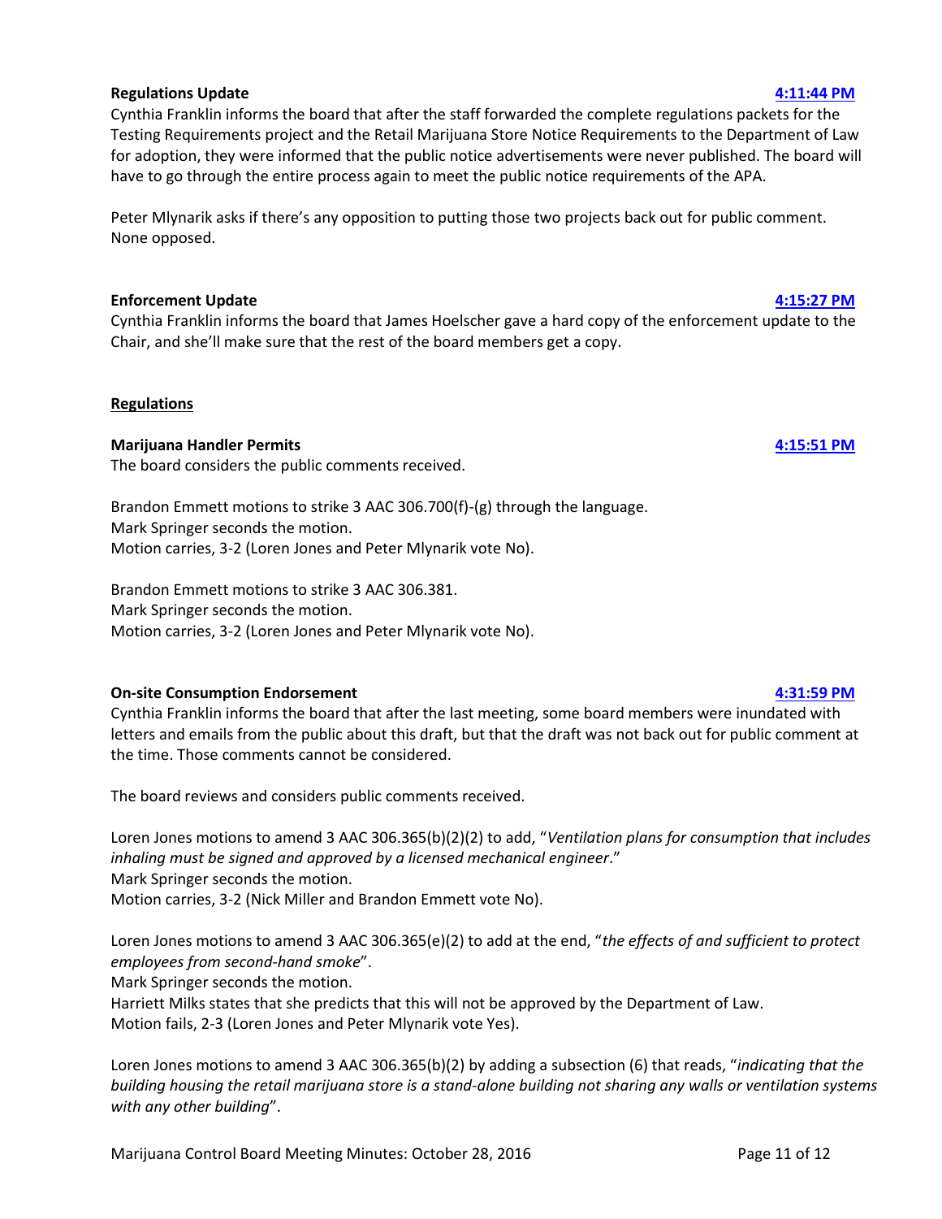**Regulations Update** **4:11:44 PM**

Cynthia Franklin informs the board that after the staff forwarded the complete regulations packets for the Testing Requirements project and the Retail Marijuana Store Notice Requirements to the Department of Law for adoption, they were informed that the public notice advertisements were never published. The board will have to go through the entire process again to meet the public notice requirements of the APA.

Peter Mlynarik asks if there's any opposition to putting those two projects back out for public comment. None opposed.

**Enforcement Update** **4:15:27 PM**

Cynthia Franklin informs the board that James Hoelscher gave a hard copy of the enforcement update to the Chair, and she'll make sure that the rest of the board members get a copy.

**Regulations**

**Marijuana Handler Permits** **4:15:51 PM**

The board considers the public comments received.

Brandon Emmett motions to strike 3 AAC 306.700(f)-(g) through the language.
Mark Springer seconds the motion.
Motion carries, 3-2 (Loren Jones and Peter Mlynarik vote No).

Brandon Emmett motions to strike 3 AAC 306.381.
Mark Springer seconds the motion.
Motion carries, 3-2 (Loren Jones and Peter Mlynarik vote No).

**On-site Consumption Endorsement** **4:31:59 PM**

Cynthia Franklin informs the board that after the last meeting, some board members were inundated with letters and emails from the public about this draft, but that the draft was not back out for public comment at the time. Those comments cannot be considered.

The board reviews and considers public comments received.

Loren Jones motions to amend 3 AAC 306.365(b)(2)(2) to add, "*Ventilation plans for consumption that includes inhaling must be signed and approved by a licensed mechanical engineer*."
Mark Springer seconds the motion.
Motion carries, 3-2 (Nick Miller and Brandon Emmett vote No).

Loren Jones motions to amend 3 AAC 306.365(e)(2) to add at the end, "*the effects of and sufficient to protect employees from second-hand smoke*".
Mark Springer seconds the motion.
Harriett Milks states that she predicts that this will not be approved by the Department of Law.
Motion fails, 2-3 (Loren Jones and Peter Mlynarik vote Yes).

Loren Jones motions to amend 3 AAC 306.365(b)(2) by adding a subsection (6) that reads, "*indicating that the building housing the retail marijuana store is a stand-alone building not sharing any walls or ventilation systems with any other building*".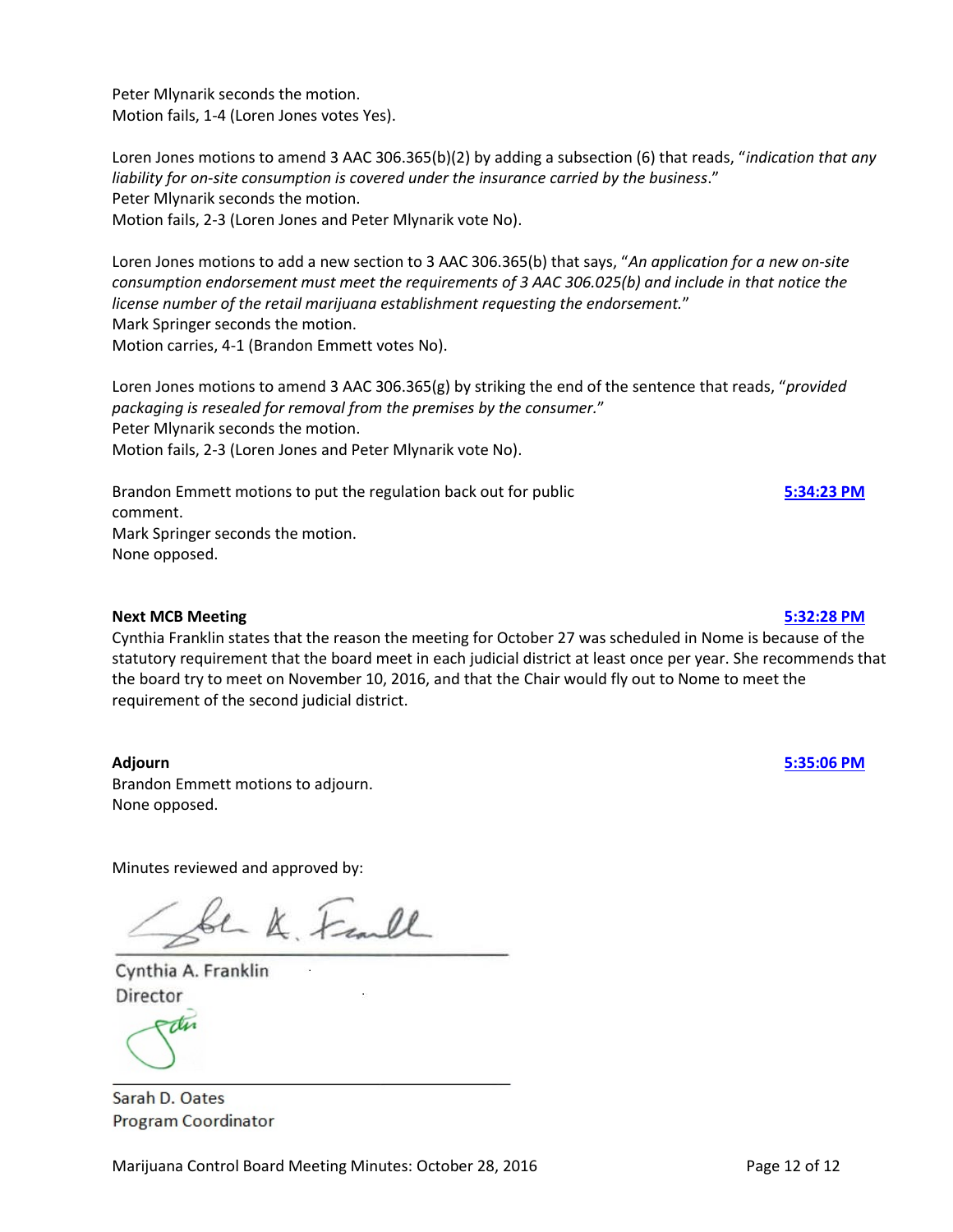Peter Mlynarik seconds the motion.
Motion fails, 1-4 (Loren Jones votes Yes).

Loren Jones motions to amend 3 AAC 306.365(b)(2) by adding a subsection (6) that reads, "*indication that any liability for on-site consumption is covered under the insurance carried by the business*."
Peter Mlynarik seconds the motion.
Motion fails, 2-3 (Loren Jones and Peter Mlynarik vote No).

Loren Jones motions to add a new section to 3 AAC 306.365(b) that says, "*An application for a new on-site consumption endorsement must meet the requirements of 3 AAC 306.025(b) and include in that notice the license number of the retail marijuana establishment requesting the endorsement.*"
Mark Springer seconds the motion.
Motion carries, 4-1 (Brandon Emmett votes No).

Loren Jones motions to amend 3 AAC 306.365(g) by striking the end of the sentence that reads, "*provided packaging is resealed for removal from the premises by the consumer.*"
Peter Mlynarik seconds the motion.
Motion fails, 2-3 (Loren Jones and Peter Mlynarik vote No).

Brandon Emmett motions to put the regulation back out for public comment. **5:34:23 PM**
Mark Springer seconds the motion.
None opposed.

**Next MCB Meeting** **5:32:28 PM**

Cynthia Franklin states that the reason the meeting for October 27 was scheduled in Nome is because of the statutory requirement that the board meet in each judicial district at least once per year. She recommends that the board try to meet on November 10, 2016, and that the Chair would fly out to Nome to meet the requirement of the second judicial district.

**Adjourn** **5:35:06 PM**

Brandon Emmett motions to adjourn.
None opposed.

Minutes reviewed and approved by:

Cynthia A. Franklin
Director

Sarah D. Oates
Program Coordinator

Marijuana Control Board Meeting Minutes: October 28, 2016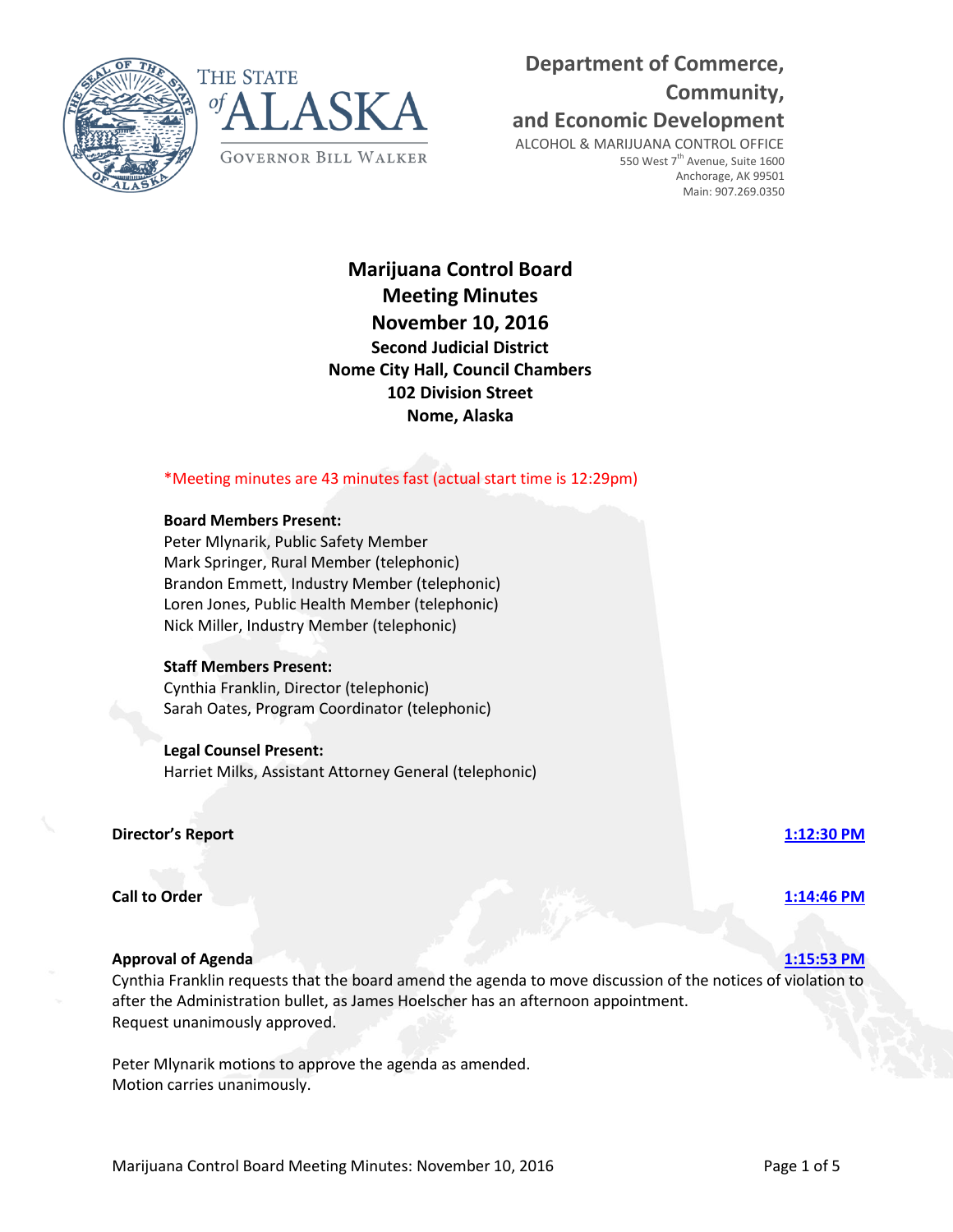Department of Commerce, Community, and Economic Development

ALCOHOL & MARIJUANA CONTROL OFFICE
550 West 7th Avenue, Suite 1600
Anchorage, AK 99501
Main: 907.269.0350

THE STATE of ALASKA
GOVERNOR BILL WALKER

# Marijuana Control Board
# Meeting Minutes
# November 10, 2016

**Second Judicial District**
**Nome City Hall, Council Chambers**
**102 Division Street**
**Nome, Alaska**

*Meeting minutes are 43 minutes fast (actual start time is 12:29pm)

**Board Members Present:**
Peter Mlynarik, Public Safety Member
Mark Springer, Rural Member (telephonic)
Brandon Emmett, Industry Member (telephonic)
Loren Jones, Public Health Member (telephonic)
Nick Miller, Industry Member (telephonic)

**Staff Members Present:**
Cynthia Franklin, Director (telephonic)
Sarah Oates, Program Coordinator (telephonic)

**Legal Counsel Present:**
Harriet Milks, Assistant Attorney General (telephonic)

**Director's Report** — 1:12:30 PM

**Call to Order** — 1:14:46 PM

**Approval of Agenda** — 1:15:53 PM

Cynthia Franklin requests that the board amend the agenda to move discussion of the notices of violation to after the Administration bullet, as James Hoelscher has an afternoon appointment.
Request unanimously approved.

Peter Mlynarik motions to approve the agenda as amended.
Motion carries unanimously.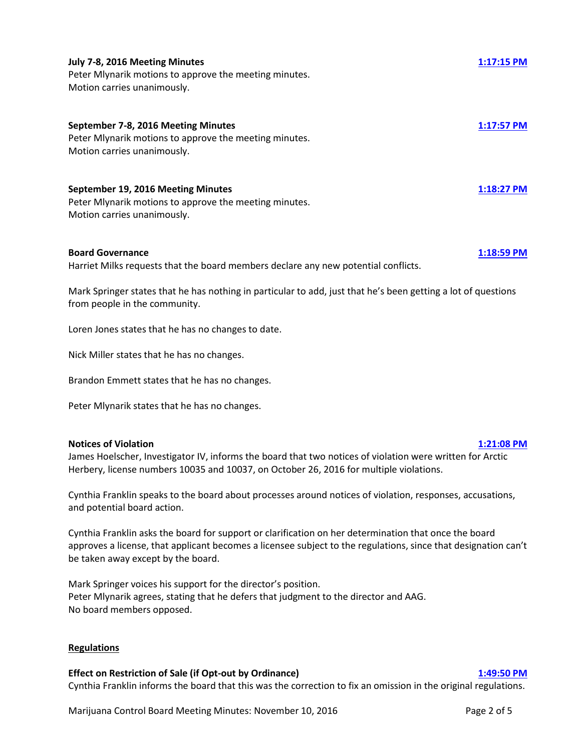**July 7-8, 2016 Meeting Minutes** **1:17:15 PM**

Peter Mlynarik motions to approve the meeting minutes.
Motion carries unanimously.

**September 7-8, 2016 Meeting Minutes** **1:17:57 PM**

Peter Mlynarik motions to approve the meeting minutes.
Motion carries unanimously.

**September 19, 2016 Meeting Minutes** **1:18:27 PM**

Peter Mlynarik motions to approve the meeting minutes.
Motion carries unanimously.

**Board Governance** **1:18:59 PM**

Harriet Milks requests that the board members declare any new potential conflicts.

Mark Springer states that he has nothing in particular to add, just that he's been getting a lot of questions from people in the community.

Loren Jones states that he has no changes to date.

Nick Miller states that he has no changes.

Brandon Emmett states that he has no changes.

Peter Mlynarik states that he has no changes.

**Notices of Violation** **1:21:08 PM**

James Hoelscher, Investigator IV, informs the board that two notices of violation were written for Arctic Herbery, license numbers 10035 and 10037, on October 26, 2016 for multiple violations.

Cynthia Franklin speaks to the board about processes around notices of violation, responses, accusations, and potential board action.

Cynthia Franklin asks the board for support or clarification on her determination that once the board approves a license, that applicant becomes a licensee subject to the regulations, since that designation can't be taken away except by the board.

Mark Springer voices his support for the director's position.
Peter Mlynarik agrees, stating that he defers that judgment to the director and AAG.
No board members opposed.

**Regulations**

**Effect on Restriction of Sale (if Opt-out by Ordinance)** **1:49:50 PM**

Cynthia Franklin informs the board that this was the correction to fix an omission in the original regulations.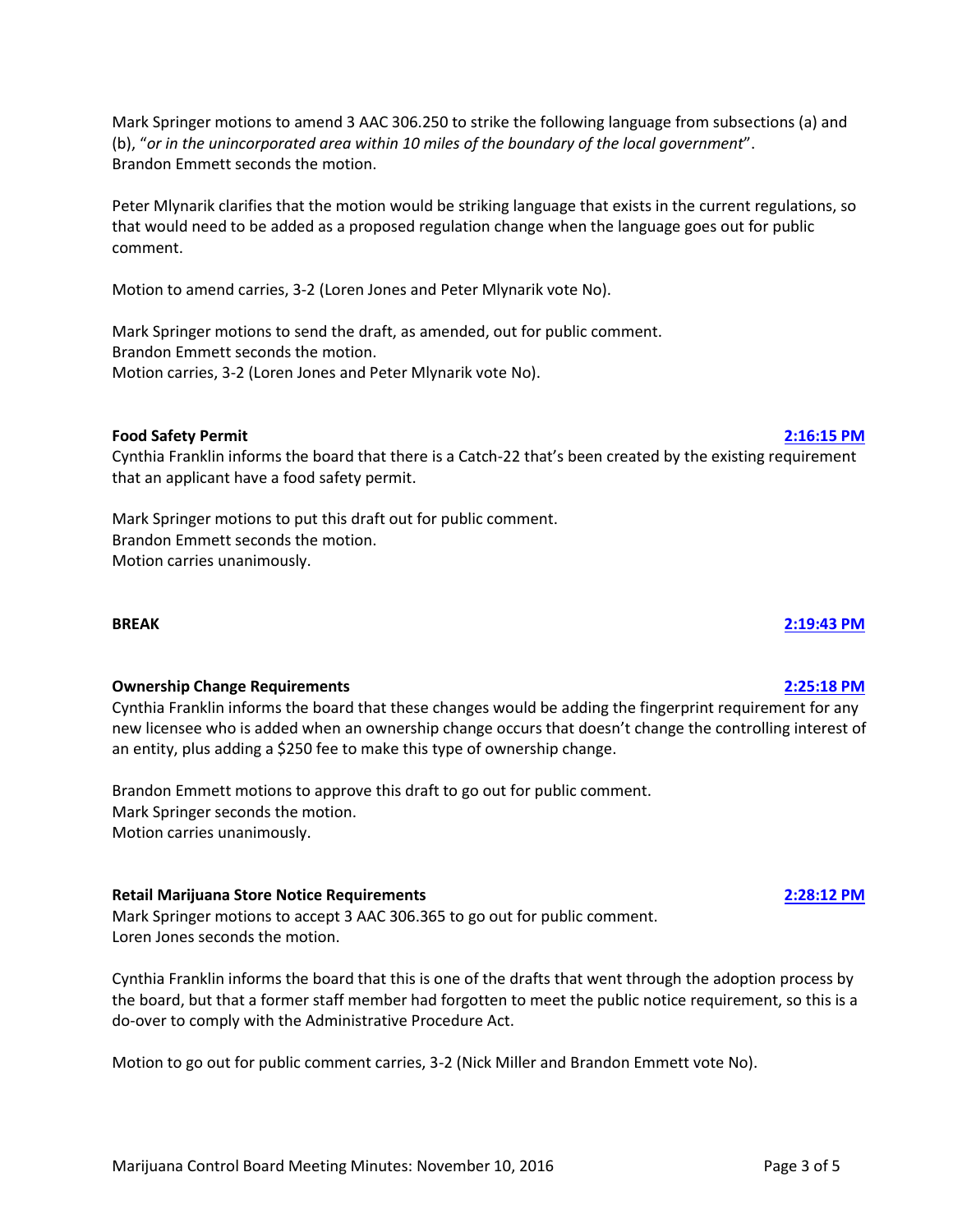Mark Springer motions to amend 3 AAC 306.250 to strike the following language from subsections (a) and (b), "*or in the unincorporated area within 10 miles of the boundary of the local government*". Brandon Emmett seconds the motion.

Peter Mlynarik clarifies that the motion would be striking language that exists in the current regulations, so that would need to be added as a proposed regulation change when the language goes out for public comment.

Motion to amend carries, 3-2 (Loren Jones and Peter Mlynarik vote No).

Mark Springer motions to send the draft, as amended, out for public comment.
Brandon Emmett seconds the motion.
Motion carries, 3-2 (Loren Jones and Peter Mlynarik vote No).

**Food Safety Permit** **2:16:15 PM**

Cynthia Franklin informs the board that there is a Catch-22 that's been created by the existing requirement that an applicant have a food safety permit.

Mark Springer motions to put this draft out for public comment.
Brandon Emmett seconds the motion.
Motion carries unanimously.

**BREAK** **2:19:43 PM**

**Ownership Change Requirements** **2:25:18 PM**

Cynthia Franklin informs the board that these changes would be adding the fingerprint requirement for any new licensee who is added when an ownership change occurs that doesn't change the controlling interest of an entity, plus adding a $250 fee to make this type of ownership change.

Brandon Emmett motions to approve this draft to go out for public comment.
Mark Springer seconds the motion.
Motion carries unanimously.

**Retail Marijuana Store Notice Requirements** **2:28:12 PM**

Mark Springer motions to accept 3 AAC 306.365 to go out for public comment.
Loren Jones seconds the motion.

Cynthia Franklin informs the board that this is one of the drafts that went through the adoption process by the board, but that a former staff member had forgotten to meet the public notice requirement, so this is a do-over to comply with the Administrative Procedure Act.

Motion to go out for public comment carries, 3-2 (Nick Miller and Brandon Emmett vote No).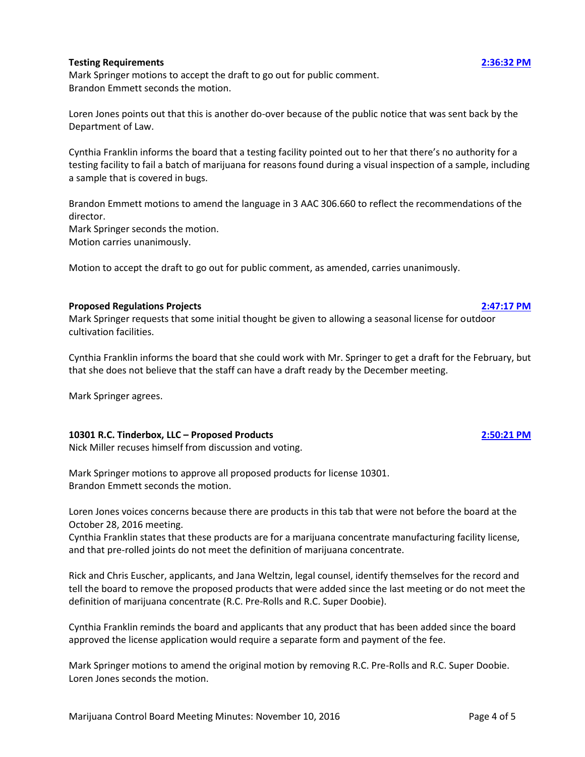**Testing Requirements** **[2:36:32 PM]**

Mark Springer motions to accept the draft to go out for public comment.
Brandon Emmett seconds the motion.

Loren Jones points out that this is another do-over because of the public notice that was sent back by the Department of Law.

Cynthia Franklin informs the board that a testing facility pointed out to her that there's no authority for a testing facility to fail a batch of marijuana for reasons found during a visual inspection of a sample, including a sample that is covered in bugs.

Brandon Emmett motions to amend the language in 3 AAC 306.660 to reflect the recommendations of the director.
Mark Springer seconds the motion.
Motion carries unanimously.

Motion to accept the draft to go out for public comment, as amended, carries unanimously.

**Proposed Regulations Projects** **[2:47:17 PM]**

Mark Springer requests that some initial thought be given to allowing a seasonal license for outdoor cultivation facilities.

Cynthia Franklin informs the board that she could work with Mr. Springer to get a draft for the February, but that she does not believe that the staff can have a draft ready by the December meeting.

Mark Springer agrees.

**10301 R.C. Tinderbox, LLC – Proposed Products** **[2:50:21 PM]**

Nick Miller recuses himself from discussion and voting.

Mark Springer motions to approve all proposed products for license 10301.
Brandon Emmett seconds the motion.

Loren Jones voices concerns because there are products in this tab that were not before the board at the October 28, 2016 meeting.
Cynthia Franklin states that these products are for a marijuana concentrate manufacturing facility license, and that pre-rolled joints do not meet the definition of marijuana concentrate.

Rick and Chris Euscher, applicants, and Jana Weltzin, legal counsel, identify themselves for the record and tell the board to remove the proposed products that were added since the last meeting or do not meet the definition of marijuana concentrate (R.C. Pre-Rolls and R.C. Super Doobie).

Cynthia Franklin reminds the board and applicants that any product that has been added since the board approved the license application would require a separate form and payment of the fee.

Mark Springer motions to amend the original motion by removing R.C. Pre-Rolls and R.C. Super Doobie.
Loren Jones seconds the motion.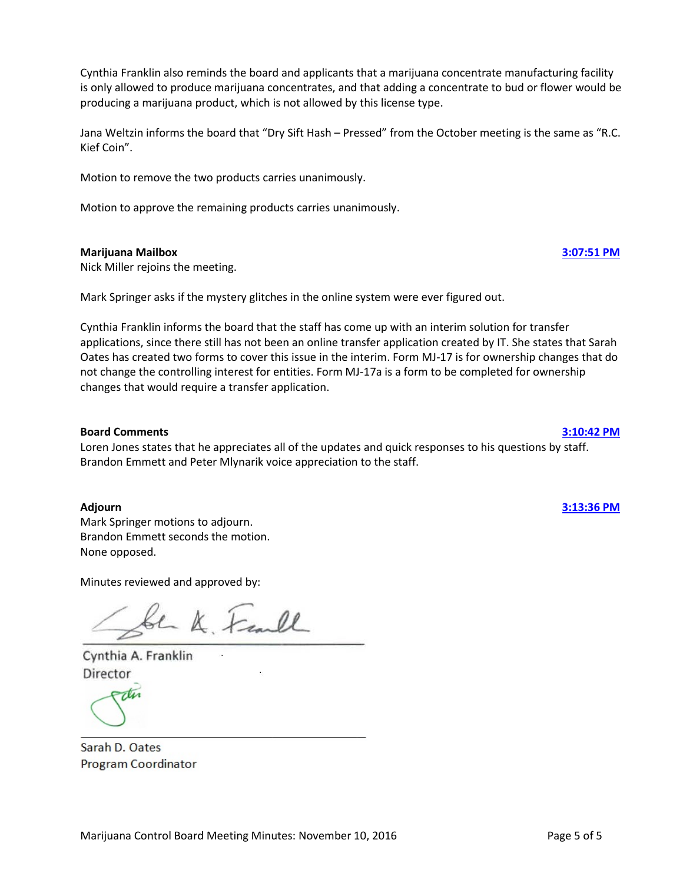Cynthia Franklin also reminds the board and applicants that a marijuana concentrate manufacturing facility is only allowed to produce marijuana concentrates, and that adding a concentrate to bud or flower would be producing a marijuana product, which is not allowed by this license type.

Jana Weltzin informs the board that "Dry Sift Hash – Pressed" from the October meeting is the same as "R.C. Kief Coin".

Motion to remove the two products carries unanimously.

Motion to approve the remaining products carries unanimously.

**Marijuana Mailbox** **3:07:51 PM**

Nick Miller rejoins the meeting.

Mark Springer asks if the mystery glitches in the online system were ever figured out.

Cynthia Franklin informs the board that the staff has come up with an interim solution for transfer applications, since there still has not been an online transfer application created by IT. She states that Sarah Oates has created two forms to cover this issue in the interim. Form MJ-17 is for ownership changes that do not change the controlling interest for entities. Form MJ-17a is a form to be completed for ownership changes that would require a transfer application.

**Board Comments** **3:10:42 PM**

Loren Jones states that he appreciates all of the updates and quick responses to his questions by staff. Brandon Emmett and Peter Mlynarik voice appreciation to the staff.

**Adjourn** **3:13:36 PM**

Mark Springer motions to adjourn.
Brandon Emmett seconds the motion.
None opposed.

Minutes reviewed and approved by:

Cynthia A. Franklin
Director

Sarah D. Oates
Program Coordinator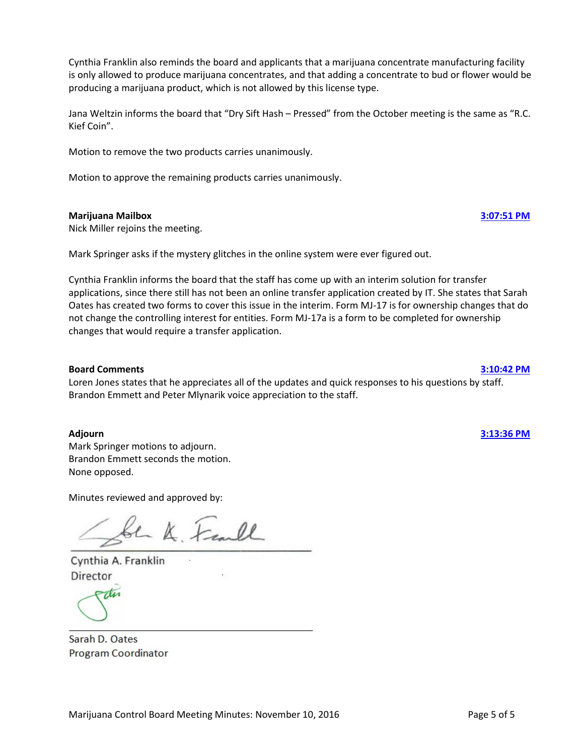Cynthia Franklin also reminds the board and applicants that a marijuana concentrate manufacturing facility is only allowed to produce marijuana concentrates, and that adding a concentrate to bud or flower would be producing a marijuana product, which is not allowed by this license type.

Jana Weltzin informs the board that “Dry Sift Hash – Pressed” from the October meeting is the same as “R.C. Kief Coin”.

Motion to remove the two products carries unanimously.

Motion to approve the remaining products carries unanimously.

**Marijuana Mailbox** **3:07:51 PM**

Nick Miller rejoins the meeting.

Mark Springer asks if the mystery glitches in the online system were ever figured out.

Cynthia Franklin informs the board that the staff has come up with an interim solution for transfer applications, since there still has not been an online transfer application created by IT. She states that Sarah Oates has created two forms to cover this issue in the interim. Form MJ-17 is for ownership changes that do not change the controlling interest for entities. Form MJ-17a is a form to be completed for ownership changes that would require a transfer application.

**Board Comments** **3:10:42 PM**

Loren Jones states that he appreciates all of the updates and quick responses to his questions by staff. Brandon Emmett and Peter Mlynarik voice appreciation to the staff.

**Adjourn** **3:13:36 PM**

Mark Springer motions to adjourn.
Brandon Emmett seconds the motion.
None opposed.

Minutes reviewed and approved by:

Cynthia A. Franklin
Director

Sarah D. Oates
Program Coordinator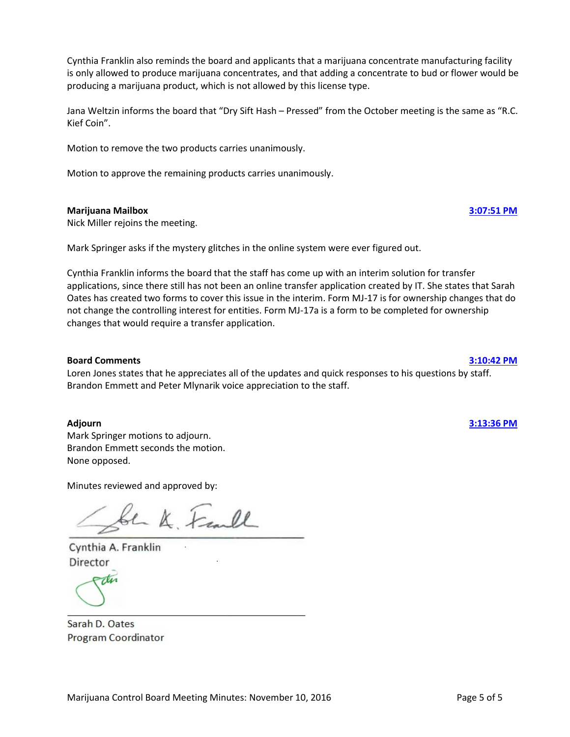Cynthia Franklin also reminds the board and applicants that a marijuana concentrate manufacturing facility is only allowed to produce marijuana concentrates, and that adding a concentrate to bud or flower would be producing a marijuana product, which is not allowed by this license type.

Jana Weltzin informs the board that "Dry Sift Hash – Pressed" from the October meeting is the same as "R.C. Kief Coin".

Motion to remove the two products carries unanimously.

Motion to approve the remaining products carries unanimously.

**Marijuana Mailbox** **3:07:51 PM**

Nick Miller rejoins the meeting.

Mark Springer asks if the mystery glitches in the online system were ever figured out.

Cynthia Franklin informs the board that the staff has come up with an interim solution for transfer applications, since there still has not been an online transfer application created by IT. She states that Sarah Oates has created two forms to cover this issue in the interim. Form MJ-17 is for ownership changes that do not change the controlling interest for entities. Form MJ-17a is a form to be completed for ownership changes that would require a transfer application.

**Board Comments** **3:10:42 PM**

Loren Jones states that he appreciates all of the updates and quick responses to his questions by staff. Brandon Emmett and Peter Mlynarik voice appreciation to the staff.

**Adjourn** **3:13:36 PM**

Mark Springer motions to adjourn.
Brandon Emmett seconds the motion.
None opposed.

Minutes reviewed and approved by:

Cynthia A. Franklin
Director

Sarah D. Oates
Program Coordinator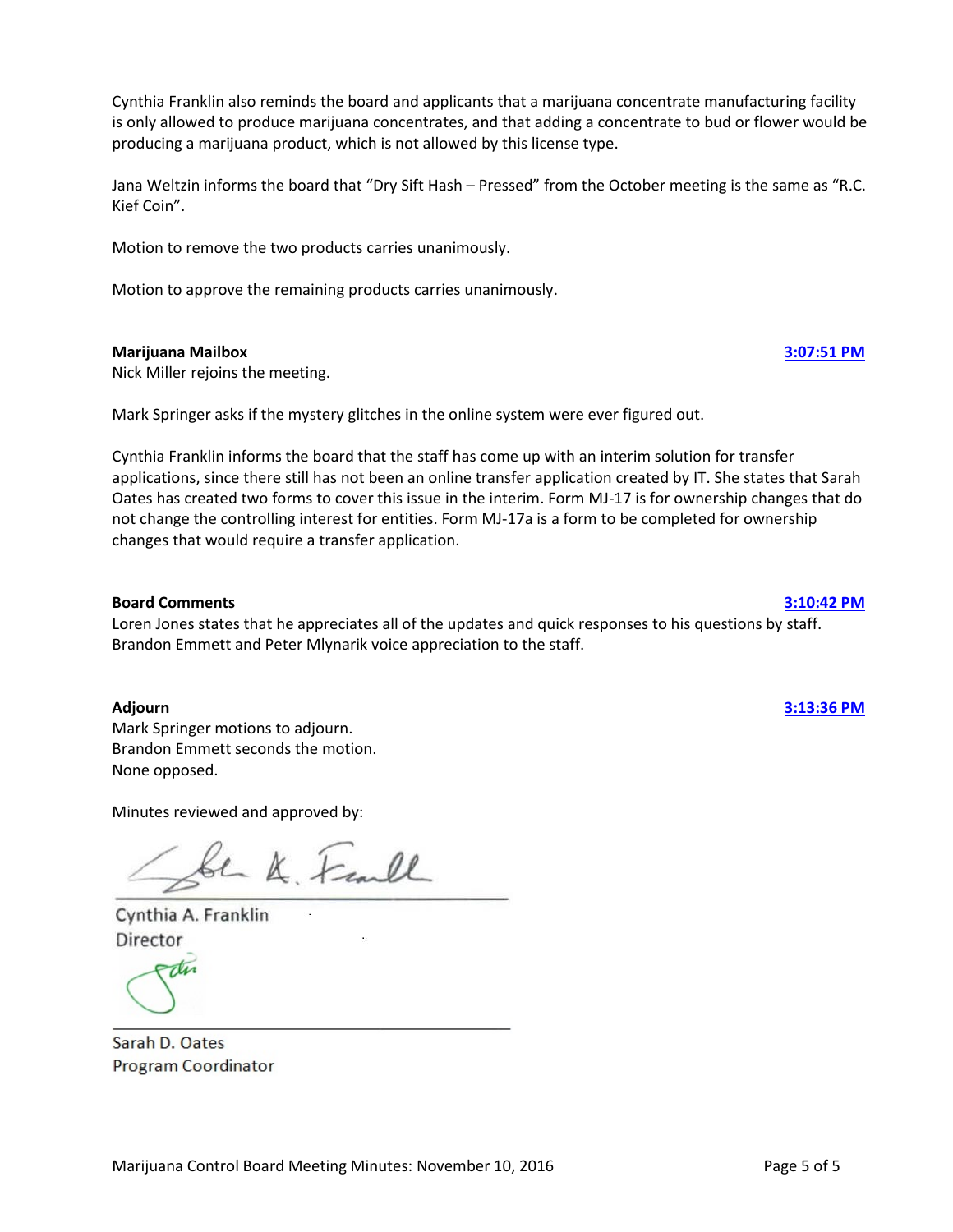Cynthia Franklin also reminds the board and applicants that a marijuana concentrate manufacturing facility is only allowed to produce marijuana concentrates, and that adding a concentrate to bud or flower would be producing a marijuana product, which is not allowed by this license type.

Jana Weltzin informs the board that "Dry Sift Hash – Pressed" from the October meeting is the same as "R.C. Kief Coin".

Motion to remove the two products carries unanimously.

Motion to approve the remaining products carries unanimously.

**Marijuana Mailbox** **3:07:51 PM**

Nick Miller rejoins the meeting.

Mark Springer asks if the mystery glitches in the online system were ever figured out.

Cynthia Franklin informs the board that the staff has come up with an interim solution for transfer applications, since there still has not been an online transfer application created by IT. She states that Sarah Oates has created two forms to cover this issue in the interim. Form MJ-17 is for ownership changes that do not change the controlling interest for entities. Form MJ-17a is a form to be completed for ownership changes that would require a transfer application.

**Board Comments** **3:10:42 PM**

Loren Jones states that he appreciates all of the updates and quick responses to his questions by staff. Brandon Emmett and Peter Mlynarik voice appreciation to the staff.

**Adjourn** **3:13:36 PM**

Mark Springer motions to adjourn.
Brandon Emmett seconds the motion.
None opposed.

Minutes reviewed and approved by:

Cynthia A. Franklin
Director

Sarah D. Oates
Program Coordinator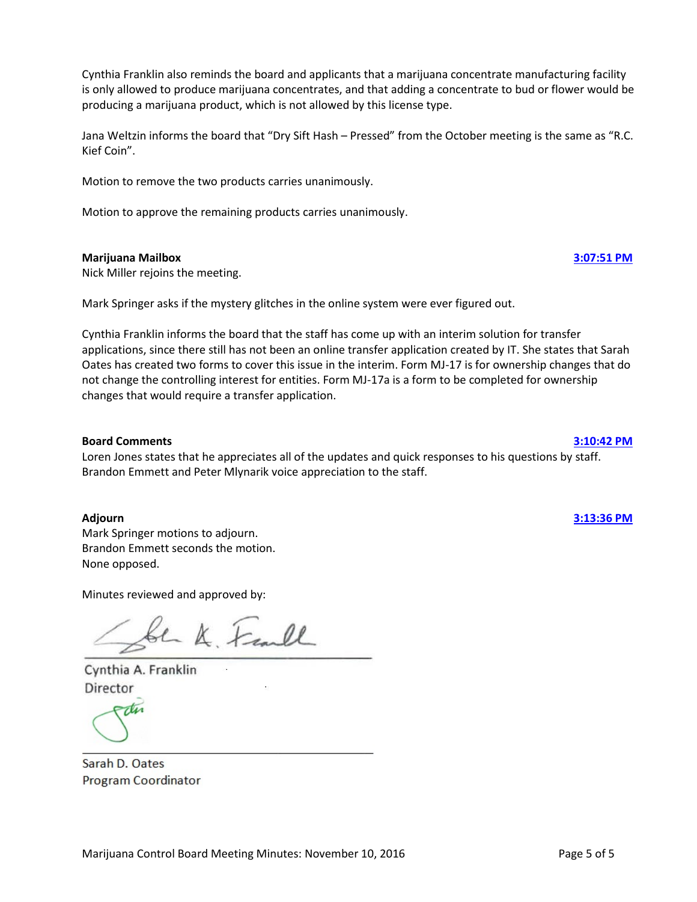Cynthia Franklin also reminds the board and applicants that a marijuana concentrate manufacturing facility is only allowed to produce marijuana concentrates, and that adding a concentrate to bud or flower would be producing a marijuana product, which is not allowed by this license type.

Jana Weltzin informs the board that "Dry Sift Hash – Pressed" from the October meeting is the same as "R.C. Kief Coin".

Motion to remove the two products carries unanimously.

Motion to approve the remaining products carries unanimously.

**Marijuana Mailbox** **3:07:51 PM**

Nick Miller rejoins the meeting.

Mark Springer asks if the mystery glitches in the online system were ever figured out.

Cynthia Franklin informs the board that the staff has come up with an interim solution for transfer applications, since there still has not been an online transfer application created by IT. She states that Sarah Oates has created two forms to cover this issue in the interim. Form MJ-17 is for ownership changes that do not change the controlling interest for entities. Form MJ-17a is a form to be completed for ownership changes that would require a transfer application.

**Board Comments** **3:10:42 PM**

Loren Jones states that he appreciates all of the updates and quick responses to his questions by staff. Brandon Emmett and Peter Mlynarik voice appreciation to the staff.

**Adjourn** **3:13:36 PM**

Mark Springer motions to adjourn.
Brandon Emmett seconds the motion.
None opposed.

Minutes reviewed and approved by:

Cynthia A. Franklin
Director

Sarah D. Oates
Program Coordinator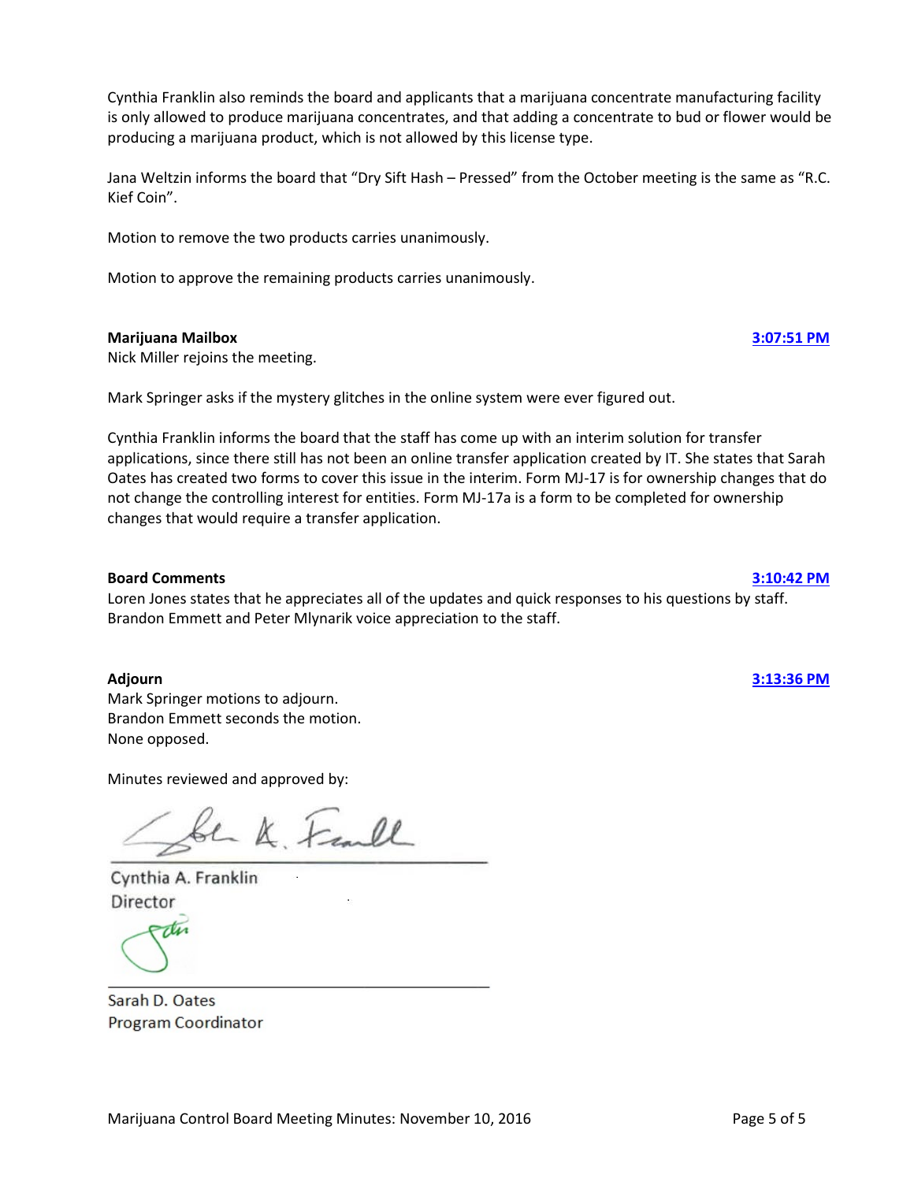Cynthia Franklin also reminds the board and applicants that a marijuana concentrate manufacturing facility is only allowed to produce marijuana concentrates, and that adding a concentrate to bud or flower would be producing a marijuana product, which is not allowed by this license type.

Jana Weltzin informs the board that "Dry Sift Hash – Pressed" from the October meeting is the same as "R.C. Kief Coin".

Motion to remove the two products carries unanimously.

Motion to approve the remaining products carries unanimously.

**Marijuana Mailbox** **3:07:51 PM**

Nick Miller rejoins the meeting.

Mark Springer asks if the mystery glitches in the online system were ever figured out.

Cynthia Franklin informs the board that the staff has come up with an interim solution for transfer applications, since there still has not been an online transfer application created by IT. She states that Sarah Oates has created two forms to cover this issue in the interim. Form MJ-17 is for ownership changes that do not change the controlling interest for entities. Form MJ-17a is a form to be completed for ownership changes that would require a transfer application.

**Board Comments** **3:10:42 PM**

Loren Jones states that he appreciates all of the updates and quick responses to his questions by staff. Brandon Emmett and Peter Mlynarik voice appreciation to the staff.

**Adjourn** **3:13:36 PM**

Mark Springer motions to adjourn.
Brandon Emmett seconds the motion.
None opposed.

Minutes reviewed and approved by:

Cynthia A. Franklin
Director

Sarah D. Oates
Program Coordinator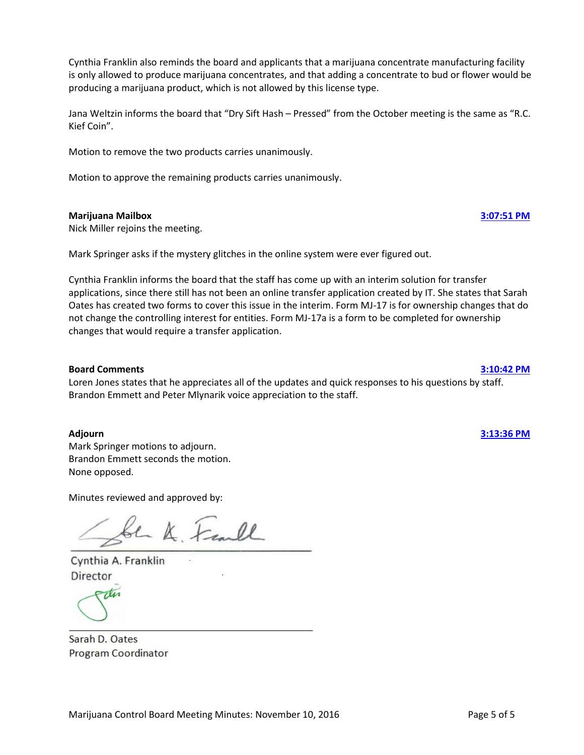Cynthia Franklin also reminds the board and applicants that a marijuana concentrate manufacturing facility is only allowed to produce marijuana concentrates, and that adding a concentrate to bud or flower would be producing a marijuana product, which is not allowed by this license type.

Jana Weltzin informs the board that “Dry Sift Hash – Pressed” from the October meeting is the same as “R.C. Kief Coin”.

Motion to remove the two products carries unanimously.

Motion to approve the remaining products carries unanimously.

**Marijuana Mailbox** **3:07:51 PM**

Nick Miller rejoins the meeting.

Mark Springer asks if the mystery glitches in the online system were ever figured out.

Cynthia Franklin informs the board that the staff has come up with an interim solution for transfer applications, since there still has not been an online transfer application created by IT. She states that Sarah Oates has created two forms to cover this issue in the interim. Form MJ-17 is for ownership changes that do not change the controlling interest for entities. Form MJ-17a is a form to be completed for ownership changes that would require a transfer application.

**Board Comments** **3:10:42 PM**

Loren Jones states that he appreciates all of the updates and quick responses to his questions by staff. Brandon Emmett and Peter Mlynarik voice appreciation to the staff.

**Adjourn** **3:13:36 PM**

Mark Springer motions to adjourn.
Brandon Emmett seconds the motion.
None opposed.

Minutes reviewed and approved by:

Cynthia A. Franklin
Director

Sarah D. Oates
Program Coordinator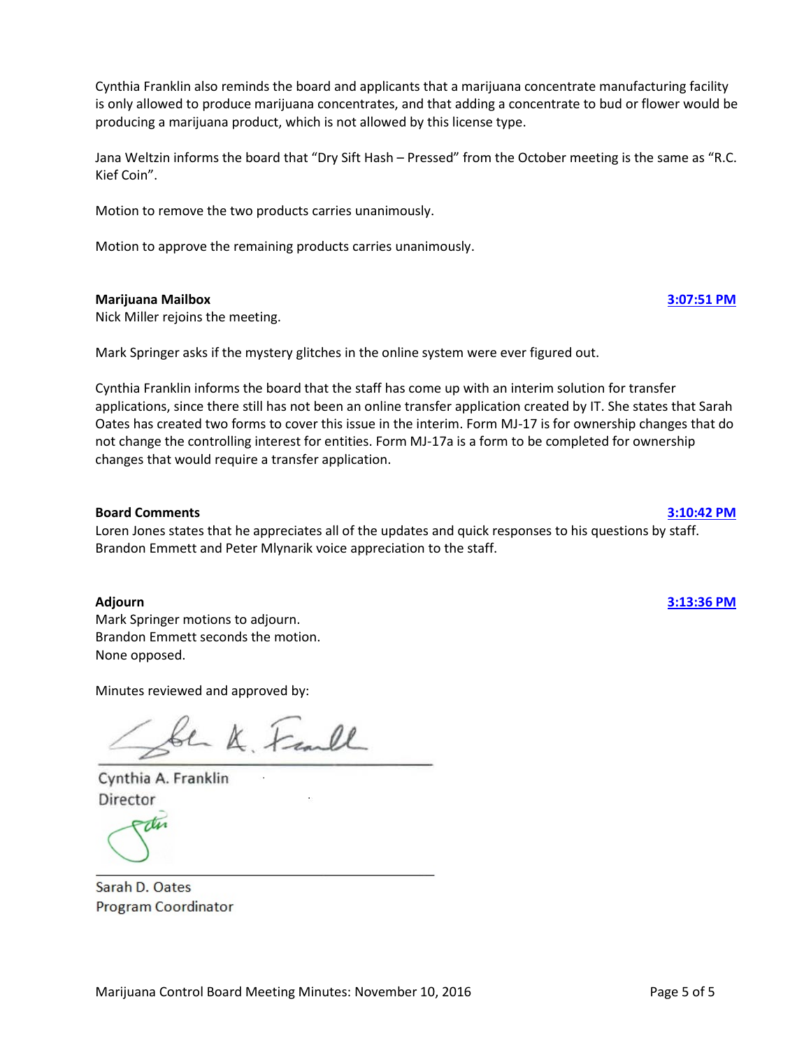Cynthia Franklin also reminds the board and applicants that a marijuana concentrate manufacturing facility is only allowed to produce marijuana concentrates, and that adding a concentrate to bud or flower would be producing a marijuana product, which is not allowed by this license type.

Jana Weltzin informs the board that "Dry Sift Hash – Pressed" from the October meeting is the same as "R.C. Kief Coin".

Motion to remove the two products carries unanimously.

Motion to approve the remaining products carries unanimously.

**Marijuana Mailbox** 3:07:51 PM

Nick Miller rejoins the meeting.

Mark Springer asks if the mystery glitches in the online system were ever figured out.

Cynthia Franklin informs the board that the staff has come up with an interim solution for transfer applications, since there still has not been an online transfer application created by IT. She states that Sarah Oates has created two forms to cover this issue in the interim. Form MJ-17 is for ownership changes that do not change the controlling interest for entities. Form MJ-17a is a form to be completed for ownership changes that would require a transfer application.

**Board Comments** 3:10:42 PM

Loren Jones states that he appreciates all of the updates and quick responses to his questions by staff. Brandon Emmett and Peter Mlynarik voice appreciation to the staff.

**Adjourn** 3:13:36 PM

Mark Springer motions to adjourn.
Brandon Emmett seconds the motion.
None opposed.

Minutes reviewed and approved by:

Cynthia A. Franklin
Director

Sarah D. Oates
Program Coordinator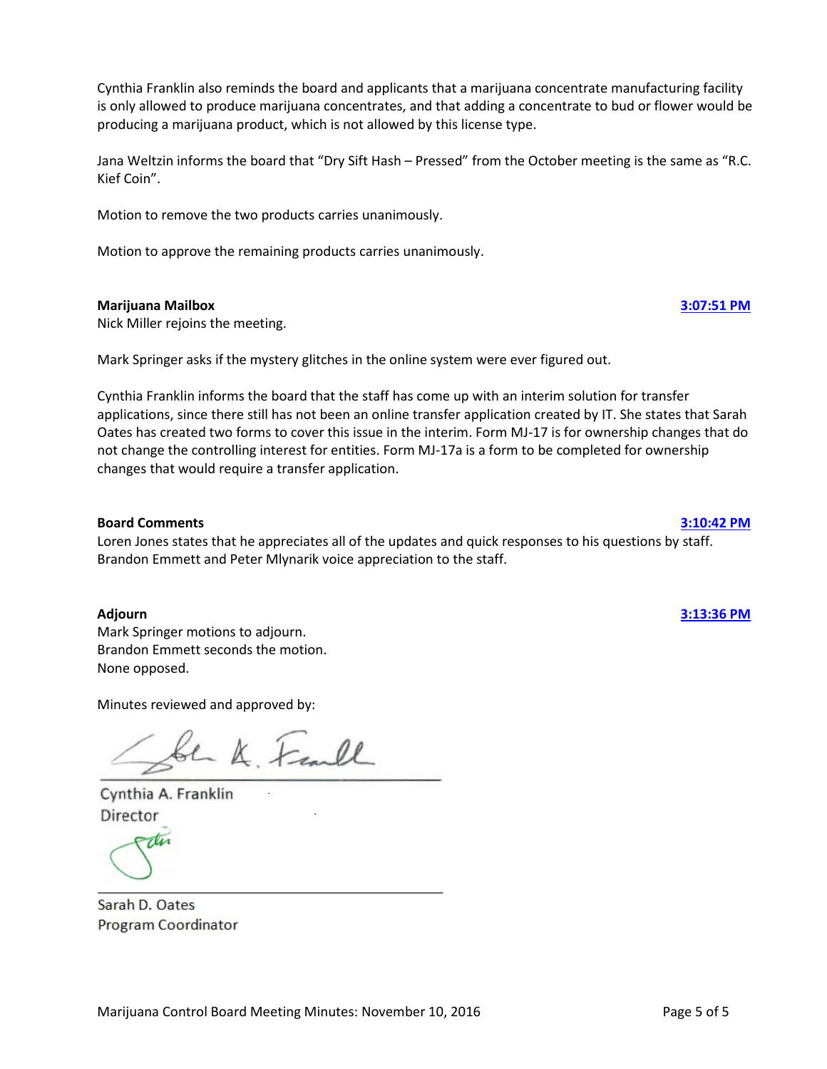Cynthia Franklin also reminds the board and applicants that a marijuana concentrate manufacturing facility is only allowed to produce marijuana concentrates, and that adding a concentrate to bud or flower would be producing a marijuana product, which is not allowed by this license type.

Jana Weltzin informs the board that “Dry Sift Hash – Pressed” from the October meeting is the same as “R.C. Kief Coin”.

Motion to remove the two products carries unanimously.

Motion to approve the remaining products carries unanimously.

**Marijuana Mailbox** **3:07:51 PM**

Nick Miller rejoins the meeting.

Mark Springer asks if the mystery glitches in the online system were ever figured out.

Cynthia Franklin informs the board that the staff has come up with an interim solution for transfer applications, since there still has not been an online transfer application created by IT. She states that Sarah Oates has created two forms to cover this issue in the interim. Form MJ-17 is for ownership changes that do not change the controlling interest for entities. Form MJ-17a is a form to be completed for ownership changes that would require a transfer application.

**Board Comments** **3:10:42 PM**

Loren Jones states that he appreciates all of the updates and quick responses to his questions by staff. Brandon Emmett and Peter Mlynarik voice appreciation to the staff.

**Adjourn** **3:13:36 PM**

Mark Springer motions to adjourn.
Brandon Emmett seconds the motion.
None opposed.

Minutes reviewed and approved by:

Cynthia A. Franklin
Director

Sarah D. Oates
Program Coordinator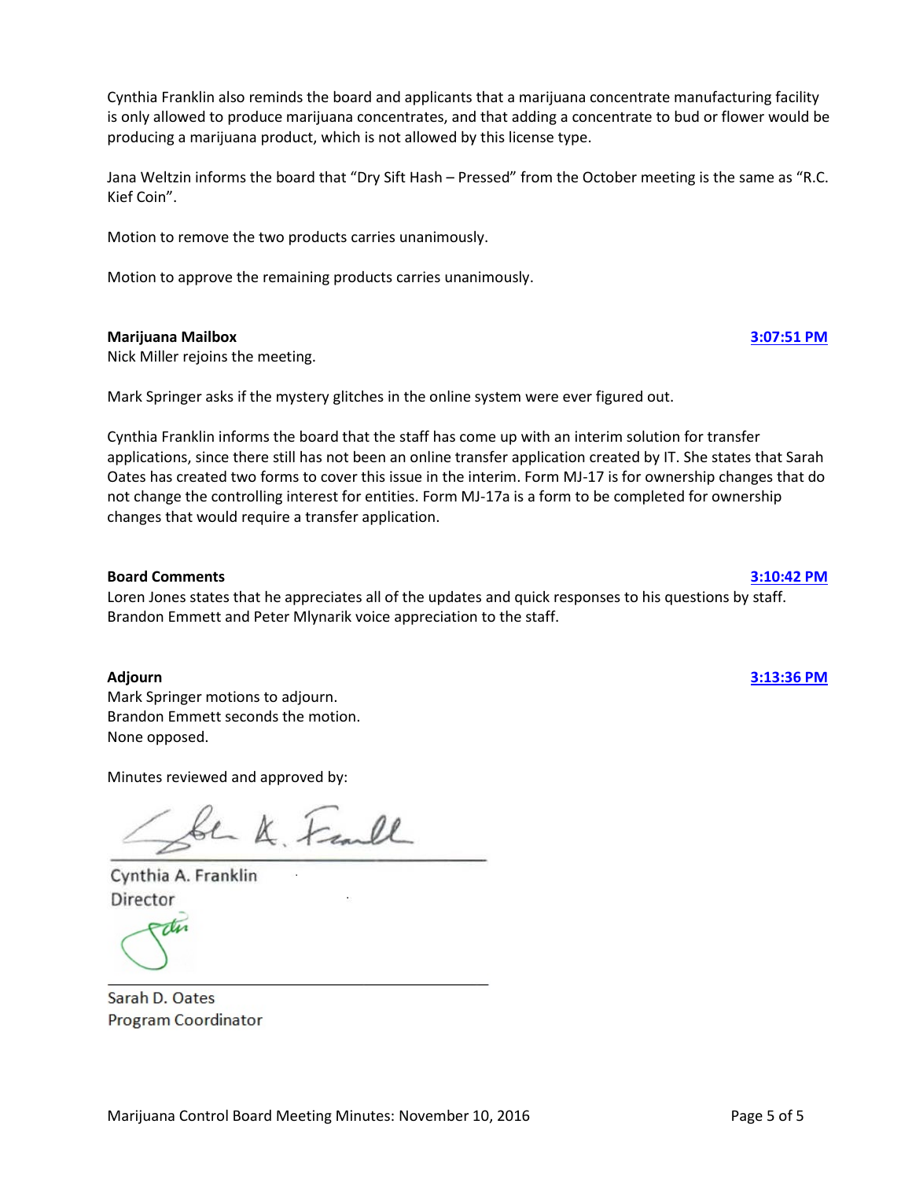Cynthia Franklin also reminds the board and applicants that a marijuana concentrate manufacturing facility is only allowed to produce marijuana concentrates, and that adding a concentrate to bud or flower would be producing a marijuana product, which is not allowed by this license type.

Jana Weltzin informs the board that "Dry Sift Hash – Pressed" from the October meeting is the same as "R.C. Kief Coin".

Motion to remove the two products carries unanimously.

Motion to approve the remaining products carries unanimously.

**Marijuana Mailbox** 3:07:51 PM

Nick Miller rejoins the meeting.

Mark Springer asks if the mystery glitches in the online system were ever figured out.

Cynthia Franklin informs the board that the staff has come up with an interim solution for transfer applications, since there still has not been an online transfer application created by IT. She states that Sarah Oates has created two forms to cover this issue in the interim. Form MJ-17 is for ownership changes that do not change the controlling interest for entities. Form MJ-17a is a form to be completed for ownership changes that would require a transfer application.

**Board Comments** 3:10:42 PM

Loren Jones states that he appreciates all of the updates and quick responses to his questions by staff. Brandon Emmett and Peter Mlynarik voice appreciation to the staff.

**Adjourn** 3:13:36 PM

Mark Springer motions to adjourn.
Brandon Emmett seconds the motion.
None opposed.

Minutes reviewed and approved by:

Cynthia A. Franklin
Director

Sarah D. Oates
Program Coordinator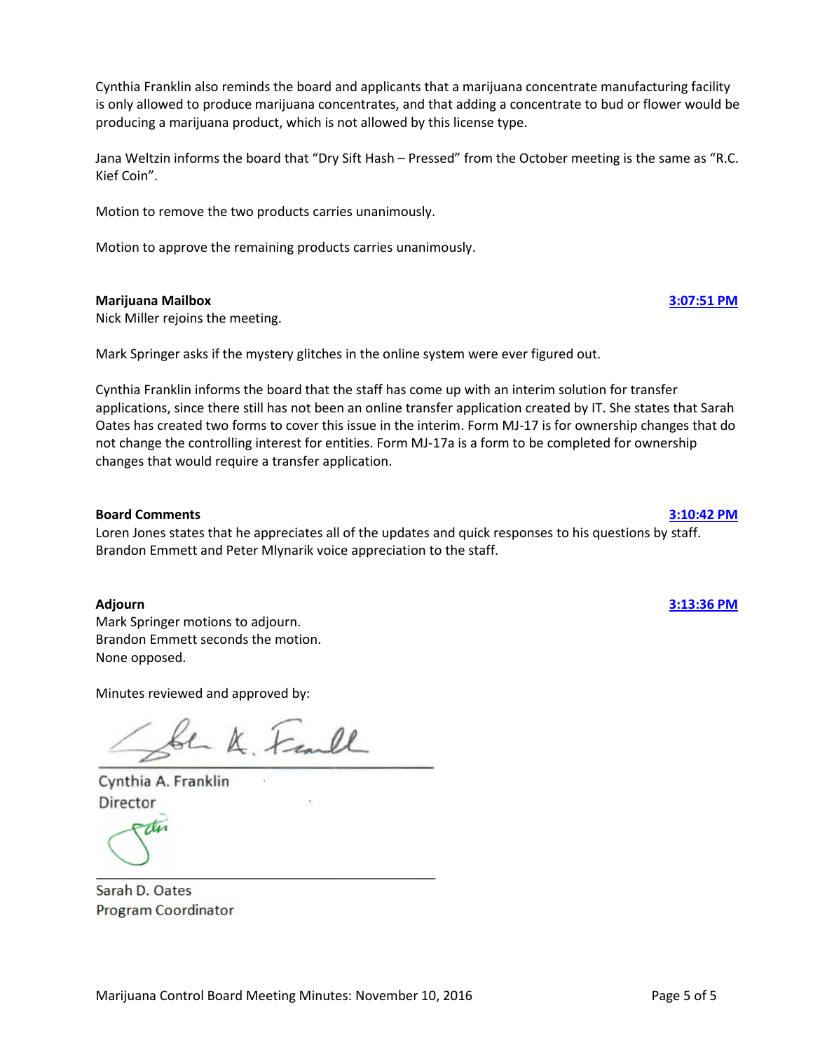Cynthia Franklin also reminds the board and applicants that a marijuana concentrate manufacturing facility is only allowed to produce marijuana concentrates, and that adding a concentrate to bud or flower would be producing a marijuana product, which is not allowed by this license type.

Jana Weltzin informs the board that "Dry Sift Hash – Pressed" from the October meeting is the same as "R.C. Kief Coin".

Motion to remove the two products carries unanimously.

Motion to approve the remaining products carries unanimously.

**Marijuana Mailbox** 3:07:51 PM

Nick Miller rejoins the meeting.

Mark Springer asks if the mystery glitches in the online system were ever figured out.

Cynthia Franklin informs the board that the staff has come up with an interim solution for transfer applications, since there still has not been an online transfer application created by IT. She states that Sarah Oates has created two forms to cover this issue in the interim. Form MJ-17 is for ownership changes that do not change the controlling interest for entities. Form MJ-17a is a form to be completed for ownership changes that would require a transfer application.

**Board Comments** 3:10:42 PM

Loren Jones states that he appreciates all of the updates and quick responses to his questions by staff. Brandon Emmett and Peter Mlynarik voice appreciation to the staff.

**Adjourn** 3:13:36 PM

Mark Springer motions to adjourn.
Brandon Emmett seconds the motion.
None opposed.

Minutes reviewed and approved by:

Cynthia A. Franklin
Director

Sarah D. Oates
Program Coordinator